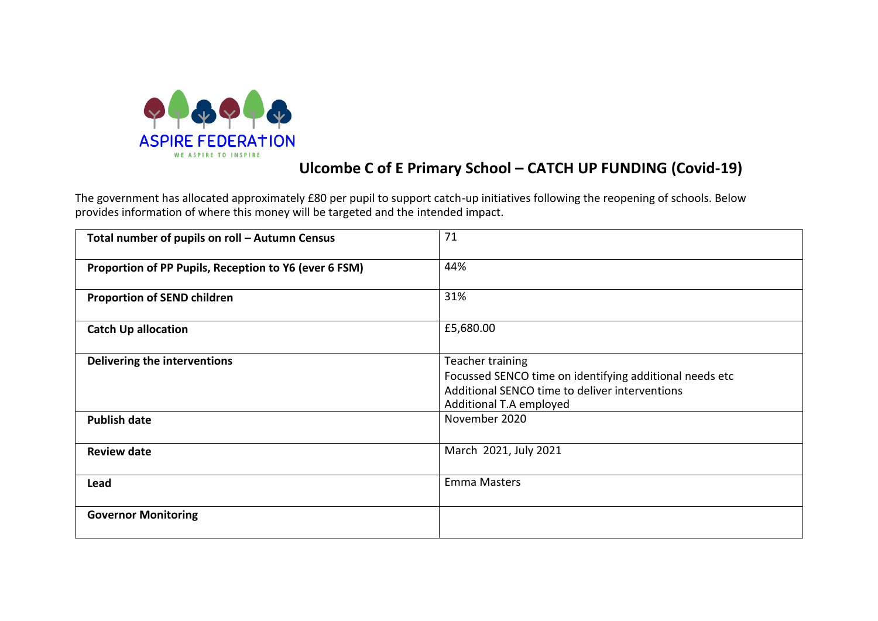ASPIRE FEDERATION

WE ASPIRE TO INSPIRE

# Ulcombe C of E Primary School – CATCH UP FUNDING (Covid-19)

The government has allocated approximately £80 per pupil to support catch-up initiatives following the reopening of schools. Below provides information of where this money will be targeted and the intended impact.

| | |
|---|---|
| **Total number of pupils on roll – Autumn Census** | 71 |
| **Proportion of PP Pupils, Reception to Y6 (ever 6 FSM)** | 44% |
| **Proportion of SEND children** | 31% |
| **Catch Up allocation** | £5,680.00 |
| **Delivering the interventions** | Teacher training<br>Focussed SENCO time on identifying additional needs etc<br>Additional SENCO time to deliver interventions<br>Additional T.A employed |
| **Publish date** | November 2020 |
| **Review date** | March 2021, July 2021 |
| **Lead** | Emma Masters |
| **Governor Monitoring** | |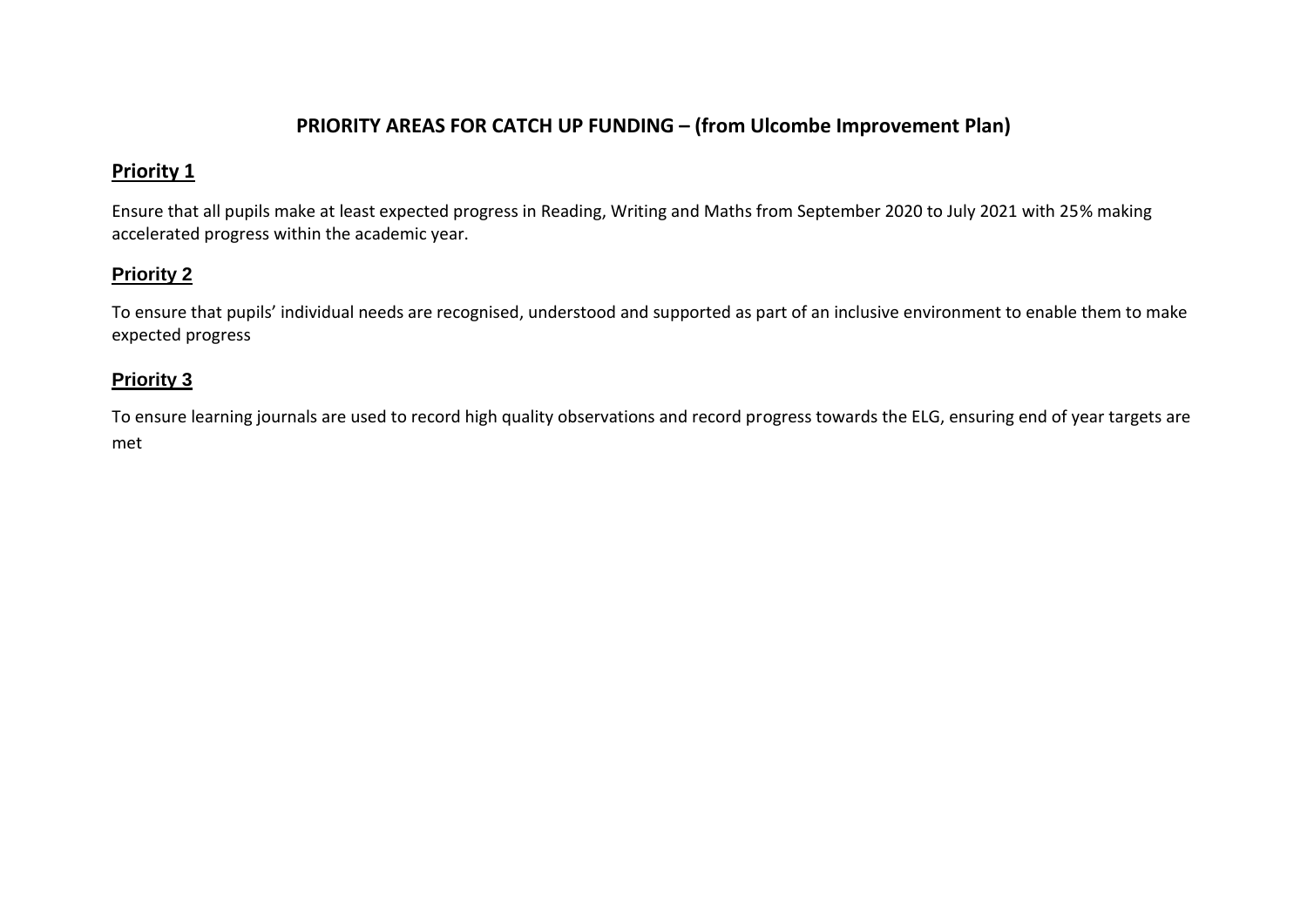# PRIORITY AREAS FOR CATCH UP FUNDING – (from Ulcombe Improvement Plan)

## Priority 1

Ensure that all pupils make at least expected progress in Reading, Writing and Maths from September 2020 to July 2021 with 25% making accelerated progress within the academic year.

## Priority 2

To ensure that pupils' individual needs are recognised, understood and supported as part of an inclusive environment to enable them to make expected progress

## Priority 3

To ensure learning journals are used to record high quality observations and record progress towards the ELG, ensuring end of year targets are met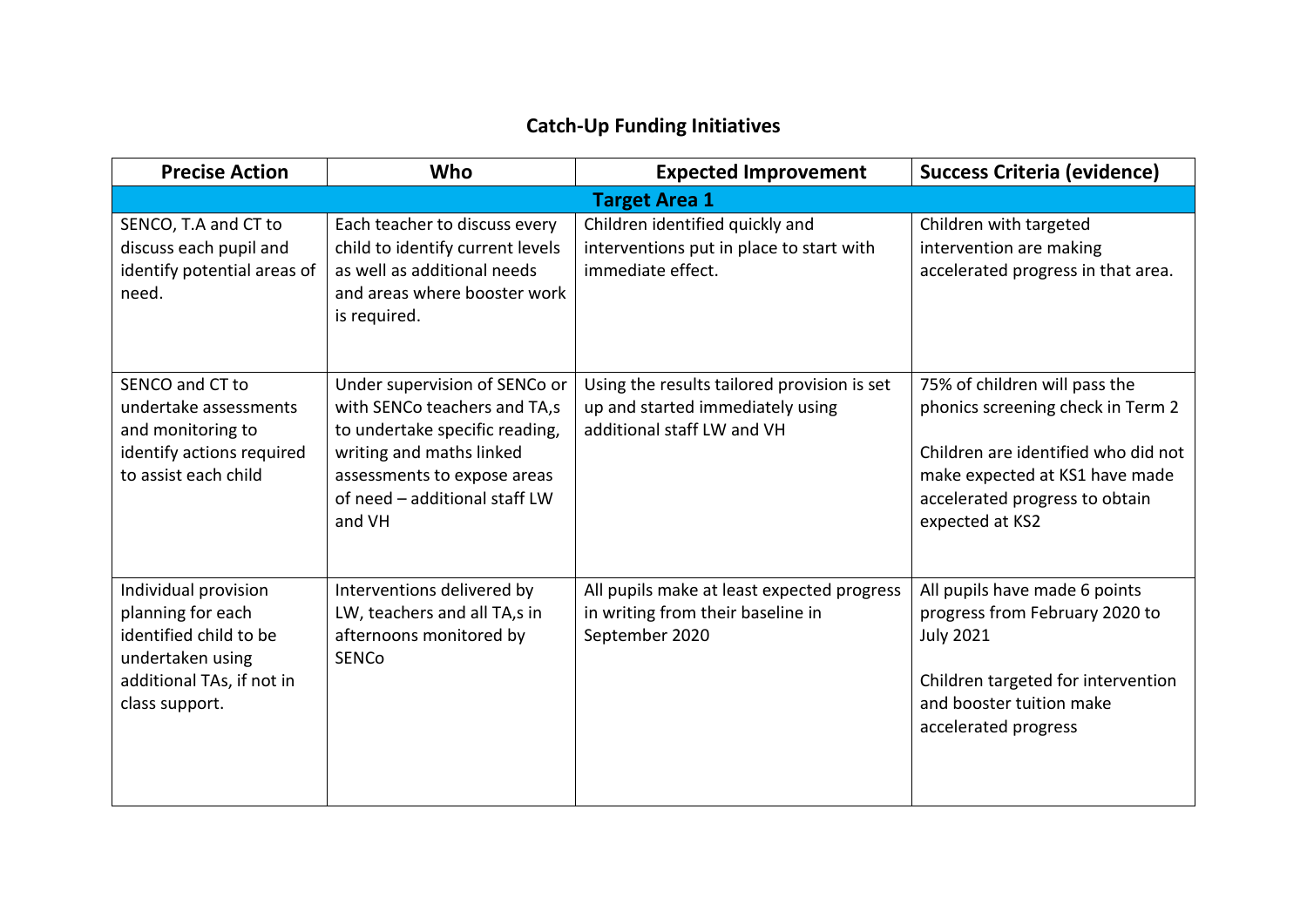## Catch-Up Funding Initiatives

| Precise Action | Who | Expected Improvement | Success Criteria (evidence) |
|---|---|---|---|
| **Target Area 1** | | | |
| SENCO, T.A and CT to discuss each pupil and identify potential areas of need. | Each teacher to discuss every child to identify current levels as well as additional needs and areas where booster work is required. | Children identified quickly and interventions put in place to start with immediate effect. | Children with targeted intervention are making accelerated progress in that area. |
| SENCO and CT to undertake assessments and monitoring to identify actions required to assist each child | Under supervision of SENCo or with SENCo teachers and TA,s to undertake specific reading, writing and maths linked assessments to expose areas of need – additional staff LW and VH | Using the results tailored provision is set up and started immediately using additional staff LW and VH | 75% of children will pass the phonics screening check in Term 2<br><br>Children are identified who did not make expected at KS1 have made accelerated progress to obtain expected at KS2 |
| Individual provision planning for each identified child to be undertaken using additional TAs, if not in class support. | Interventions delivered by LW, teachers and all TA,s in afternoons monitored by SENCo | All pupils make at least expected progress in writing from their baseline in September 2020 | All pupils have made 6 points progress from February 2020 to July 2021<br><br>Children targeted for intervention and booster tuition make accelerated progress |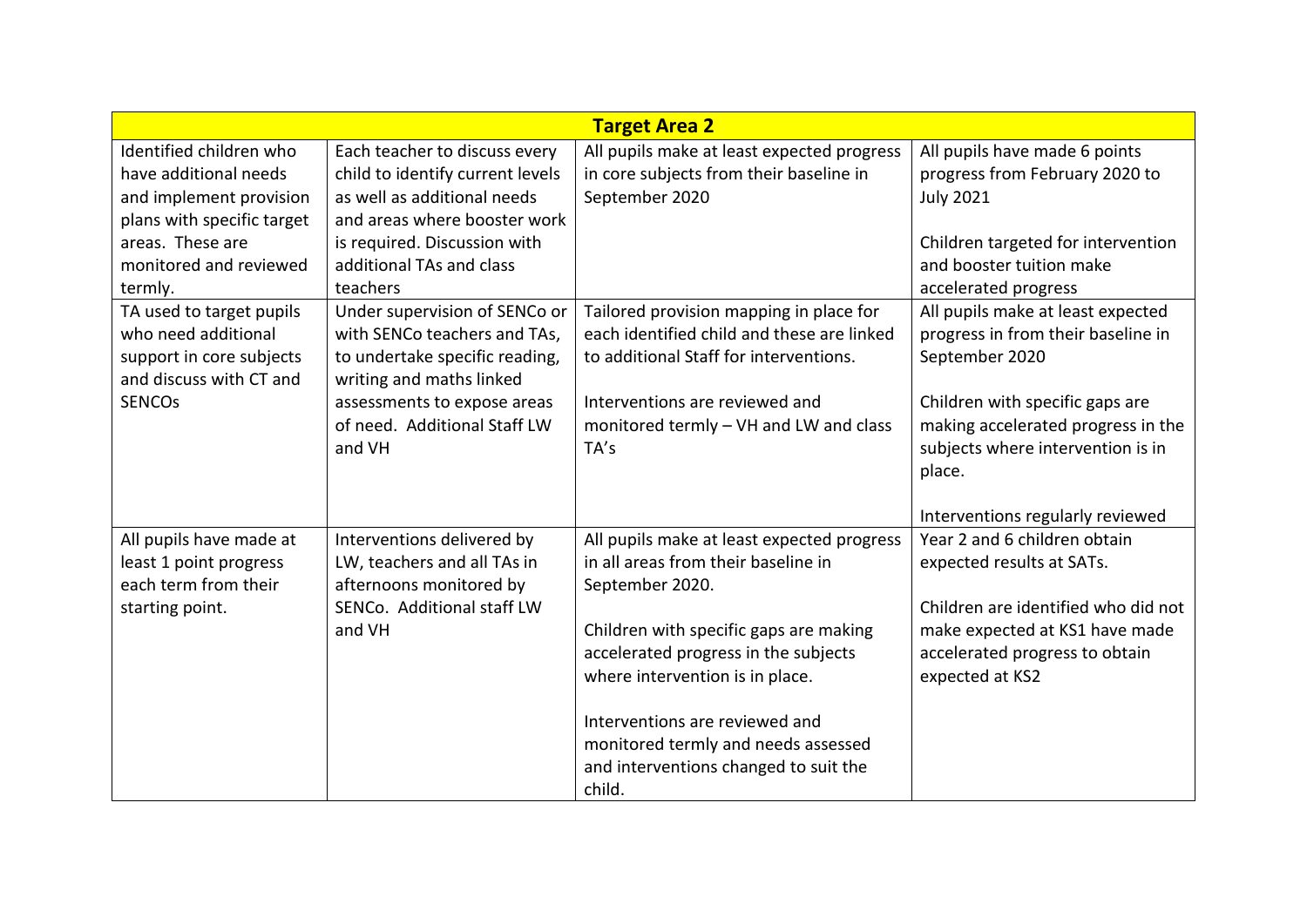| Target Area 2 | | | |
|---|---|---|---|
| Identified children who have additional needs and implement provision plans with specific target areas. These are monitored and reviewed termly. | Each teacher to discuss every child to identify current levels as well as additional needs and areas where booster work is required. Discussion with additional TAs and class teachers | All pupils make at least expected progress in core subjects from their baseline in September 2020 | All pupils have made 6 points progress from February 2020 to July 2021<br><br>Children targeted for intervention and booster tuition make accelerated progress |
| TA used to target pupils who need additional support in core subjects and discuss with CT and SENCOs | Under supervision of SENCo or with SENCo teachers and TAs, to undertake specific reading, writing and maths linked assessments to expose areas of need. Additional Staff LW and VH | Tailored provision mapping in place for each identified child and these are linked to additional Staff for interventions.<br><br>Interventions are reviewed and monitored termly – VH and LW and class TA's | All pupils make at least expected progress in from their baseline in September 2020<br><br>Children with specific gaps are making accelerated progress in the subjects where intervention is in place.<br><br>Interventions regularly reviewed |
| All pupils have made at least 1 point progress each term from their starting point. | Interventions delivered by LW, teachers and all TAs in afternoons monitored by SENCo. Additional staff LW and VH | All pupils make at least expected progress in all areas from their baseline in September 2020.<br><br>Children with specific gaps are making accelerated progress in the subjects where intervention is in place.<br><br>Interventions are reviewed and monitored termly and needs assessed and interventions changed to suit the child. | Year 2 and 6 children obtain expected results at SATs.<br><br>Children are identified who did not make expected at KS1 have made accelerated progress to obtain expected at KS2 |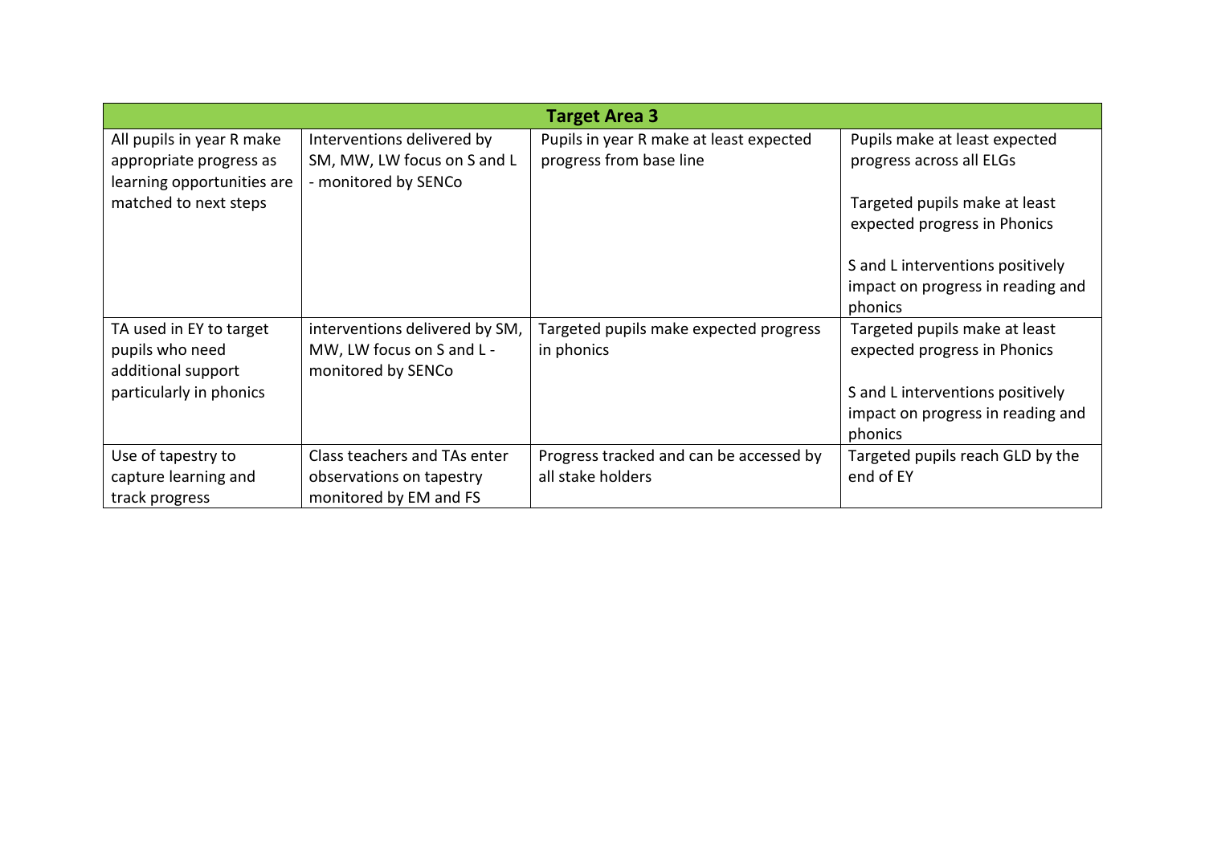| Target Area 3 | | | |
|---|---|---|---|
| All pupils in year R make appropriate progress as learning opportunities are matched to next steps | Interventions delivered by SM, MW, LW focus on S and L - monitored by SENCo | Pupils in year R make at least expected progress from base line | Pupils make at least expected progress across all ELGs<br><br>Targeted pupils make at least expected progress in Phonics<br><br>S and L interventions positively impact on progress in reading and phonics |
| TA used in EY to target pupils who need additional support particularly in phonics | interventions delivered by SM, MW, LW focus on S and L - monitored by SENCo | Targeted pupils make expected progress in phonics | Targeted pupils make at least expected progress in Phonics<br><br>S and L interventions positively impact on progress in reading and phonics |
| Use of tapestry to capture learning and track progress | Class teachers and TAs enter observations on tapestry monitored by EM and FS | Progress tracked and can be accessed by all stake holders | Targeted pupils reach GLD by the end of EY |